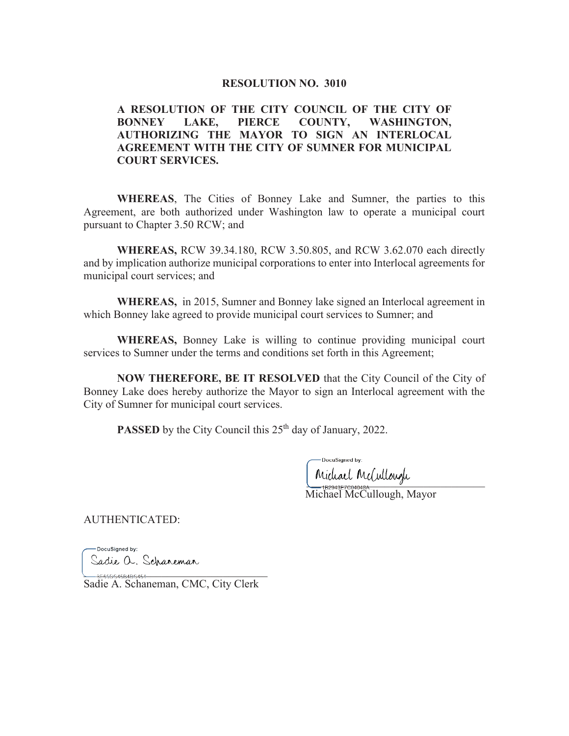# RESOLUTION NO. 3010

**A RESOLUTION OF THE CITY COUNCIL OF THE CITY OF BONNEY LAKE, PIERCE COUNTY, WASHINGTON, AUTHORIZING THE MAYOR TO SIGN AN INTERLOCAL AGREEMENT WITH THE CITY OF SUMNER FOR MUNICIPAL COURT SERVICES.**

**WHEREAS**, The Cities of Bonney Lake and Sumner, the parties to this Agreement, are both authorized under Washington law to operate a municipal court pursuant to Chapter 3.50 RCW; and

**WHEREAS,** RCW 39.34.180, RCW 3.50.805, and RCW 3.62.070 each directly and by implication authorize municipal corporations to enter into Interlocal agreements for municipal court services; and

**WHEREAS,** in 2015, Sumner and Bonney lake signed an Interlocal agreement in which Bonney lake agreed to provide municipal court services to Sumner; and

**WHEREAS,** Bonney Lake is willing to continue providing municipal court services to Sumner under the terms and conditions set forth in this Agreement;

**NOW THEREFORE, BE IT RESOLVED** that the City Council of the City of Bonney Lake does hereby authorize the Mayor to sign an Interlocal agreement with the City of Sumner for municipal court services.

**PASSED** by the City Council this 25th day of January, 2022.

DocuSigned by:
Michael McCullough
1B2943E7C04048A

Michael McCullough, Mayor

AUTHENTICATED:

DocuSigned by:
Sadie A. Schaneman
3E66DC45B4BC451

Sadie A. Schaneman, CMC, City Clerk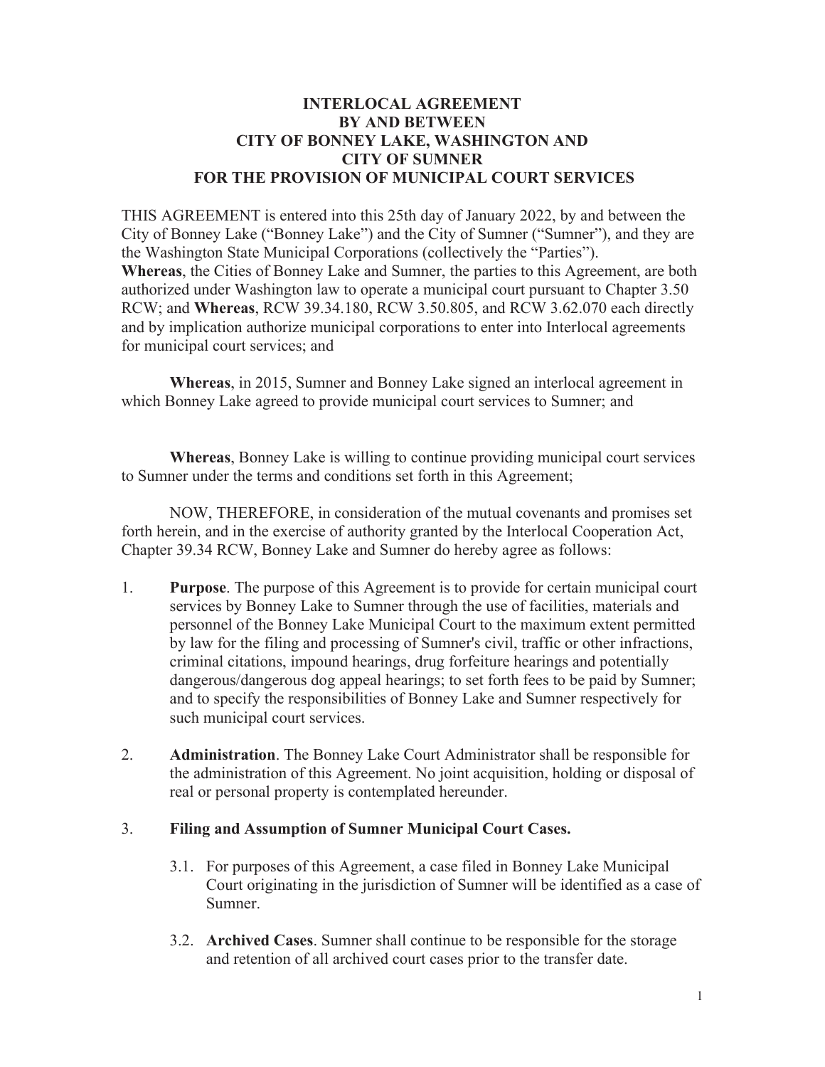**INTERLOCAL AGREEMENT**
**BY AND BETWEEN**
**CITY OF BONNEY LAKE, WASHINGTON AND**
**CITY OF SUMNER**
**FOR THE PROVISION OF MUNICIPAL COURT SERVICES**

THIS AGREEMENT is entered into this 25th day of January 2022, by and between the City of Bonney Lake ("Bonney Lake") and the City of Sumner ("Sumner"), and they are the Washington State Municipal Corporations (collectively the "Parties").
**Whereas**, the Cities of Bonney Lake and Sumner, the parties to this Agreement, are both authorized under Washington law to operate a municipal court pursuant to Chapter 3.50 RCW; and **Whereas**, RCW 39.34.180, RCW 3.50.805, and RCW 3.62.070 each directly and by implication authorize municipal corporations to enter into Interlocal agreements for municipal court services; and

**Whereas**, in 2015, Sumner and Bonney Lake signed an interlocal agreement in which Bonney Lake agreed to provide municipal court services to Sumner; and

**Whereas**, Bonney Lake is willing to continue providing municipal court services to Sumner under the terms and conditions set forth in this Agreement;

NOW, THEREFORE, in consideration of the mutual covenants and promises set forth herein, and in the exercise of authority granted by the Interlocal Cooperation Act, Chapter 39.34 RCW, Bonney Lake and Sumner do hereby agree as follows:

1. **Purpose**. The purpose of this Agreement is to provide for certain municipal court services by Bonney Lake to Sumner through the use of facilities, materials and personnel of the Bonney Lake Municipal Court to the maximum extent permitted by law for the filing and processing of Sumner's civil, traffic or other infractions, criminal citations, impound hearings, drug forfeiture hearings and potentially dangerous/dangerous dog appeal hearings; to set forth fees to be paid by Sumner; and to specify the responsibilities of Bonney Lake and Sumner respectively for such municipal court services.

2. **Administration**. The Bonney Lake Court Administrator shall be responsible for the administration of this Agreement. No joint acquisition, holding or disposal of real or personal property is contemplated hereunder.

3. **Filing and Assumption of Sumner Municipal Court Cases.**

   3.1. For purposes of this Agreement, a case filed in Bonney Lake Municipal Court originating in the jurisdiction of Sumner will be identified as a case of Sumner.

   3.2. **Archived Cases**. Sumner shall continue to be responsible for the storage and retention of all archived court cases prior to the transfer date.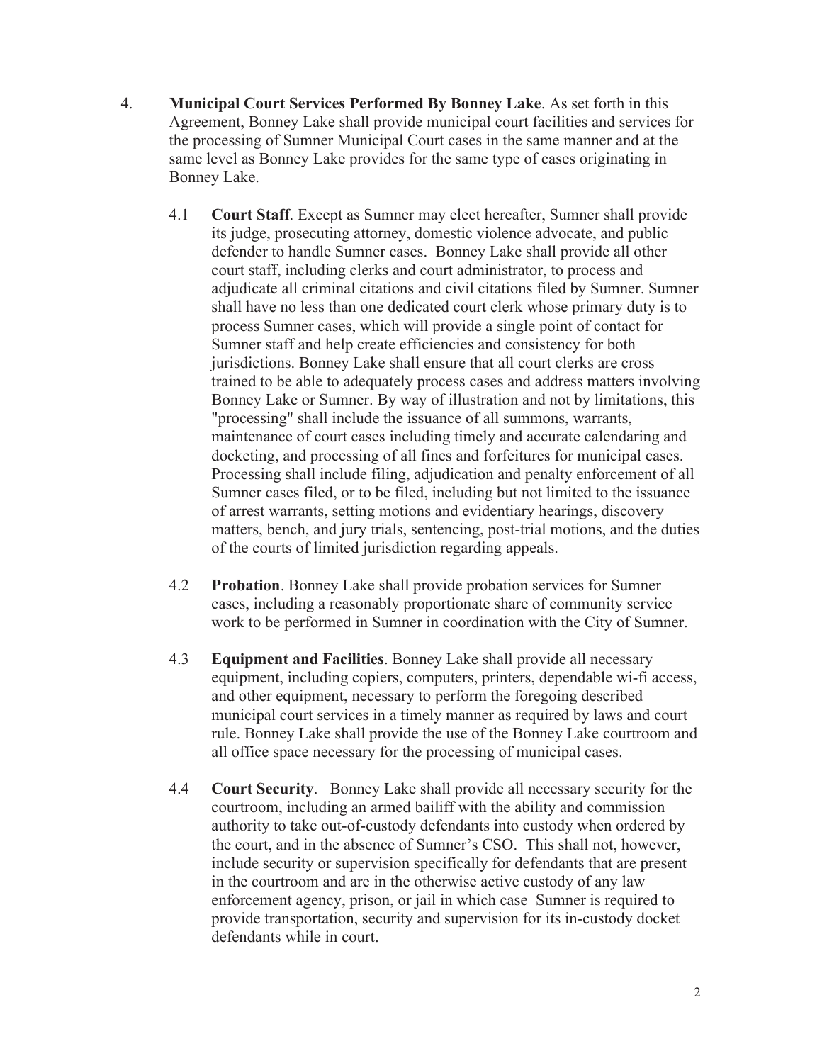4. **Municipal Court Services Performed By Bonney Lake**. As set forth in this Agreement, Bonney Lake shall provide municipal court facilities and services for the processing of Sumner Municipal Court cases in the same manner and at the same level as Bonney Lake provides for the same type of cases originating in Bonney Lake.

   4.1 **Court Staff**. Except as Sumner may elect hereafter, Sumner shall provide its judge, prosecuting attorney, domestic violence advocate, and public defender to handle Sumner cases. Bonney Lake shall provide all other court staff, including clerks and court administrator, to process and adjudicate all criminal citations and civil citations filed by Sumner. Sumner shall have no less than one dedicated court clerk whose primary duty is to process Sumner cases, which will provide a single point of contact for Sumner staff and help create efficiencies and consistency for both jurisdictions. Bonney Lake shall ensure that all court clerks are cross trained to be able to adequately process cases and address matters involving Bonney Lake or Sumner. By way of illustration and not by limitations, this "processing" shall include the issuance of all summons, warrants, maintenance of court cases including timely and accurate calendaring and docketing, and processing of all fines and forfeitures for municipal cases. Processing shall include filing, adjudication and penalty enforcement of all Sumner cases filed, or to be filed, including but not limited to the issuance of arrest warrants, setting motions and evidentiary hearings, discovery matters, bench, and jury trials, sentencing, post-trial motions, and the duties of the courts of limited jurisdiction regarding appeals.

   4.2 **Probation**. Bonney Lake shall provide probation services for Sumner cases, including a reasonably proportionate share of community service work to be performed in Sumner in coordination with the City of Sumner.

   4.3 **Equipment and Facilities**. Bonney Lake shall provide all necessary equipment, including copiers, computers, printers, dependable wi-fi access, and other equipment, necessary to perform the foregoing described municipal court services in a timely manner as required by laws and court rule. Bonney Lake shall provide the use of the Bonney Lake courtroom and all office space necessary for the processing of municipal cases.

   4.4 **Court Security**. Bonney Lake shall provide all necessary security for the courtroom, including an armed bailiff with the ability and commission authority to take out-of-custody defendants into custody when ordered by the court, and in the absence of Sumner's CSO. This shall not, however, include security or supervision specifically for defendants that are present in the courtroom and are in the otherwise active custody of any law enforcement agency, prison, or jail in which case Sumner is required to provide transportation, security and supervision for its in-custody docket defendants while in court.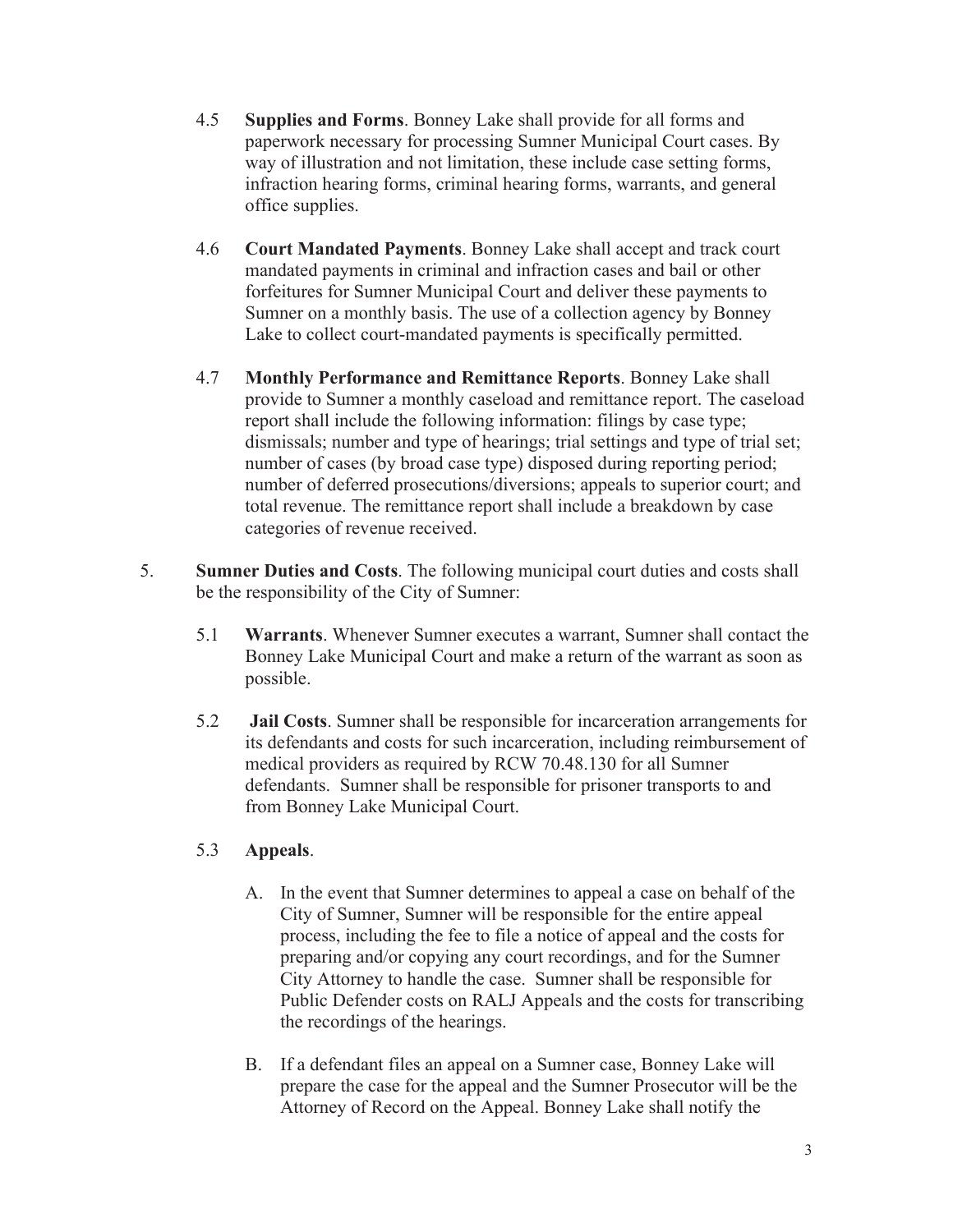4.5 **Supplies and Forms**. Bonney Lake shall provide for all forms and paperwork necessary for processing Sumner Municipal Court cases. By way of illustration and not limitation, these include case setting forms, infraction hearing forms, criminal hearing forms, warrants, and general office supplies.

4.6 **Court Mandated Payments**. Bonney Lake shall accept and track court mandated payments in criminal and infraction cases and bail or other forfeitures for Sumner Municipal Court and deliver these payments to Sumner on a monthly basis. The use of a collection agency by Bonney Lake to collect court-mandated payments is specifically permitted.

4.7 **Monthly Performance and Remittance Reports**. Bonney Lake shall provide to Sumner a monthly caseload and remittance report. The caseload report shall include the following information: filings by case type; dismissals; number and type of hearings; trial settings and type of trial set; number of cases (by broad case type) disposed during reporting period; number of deferred prosecutions/diversions; appeals to superior court; and total revenue. The remittance report shall include a breakdown by case categories of revenue received.

5. **Sumner Duties and Costs**. The following municipal court duties and costs shall be the responsibility of the City of Sumner:

5.1 **Warrants**. Whenever Sumner executes a warrant, Sumner shall contact the Bonney Lake Municipal Court and make a return of the warrant as soon as possible.

5.2 **Jail Costs**. Sumner shall be responsible for incarceration arrangements for its defendants and costs for such incarceration, including reimbursement of medical providers as required by RCW 70.48.130 for all Sumner defendants. Sumner shall be responsible for prisoner transports to and from Bonney Lake Municipal Court.

5.3 **Appeals**.

A. In the event that Sumner determines to appeal a case on behalf of the City of Sumner, Sumner will be responsible for the entire appeal process, including the fee to file a notice of appeal and the costs for preparing and/or copying any court recordings, and for the Sumner City Attorney to handle the case. Sumner shall be responsible for Public Defender costs on RALJ Appeals and the costs for transcribing the recordings of the hearings.

B. If a defendant files an appeal on a Sumner case, Bonney Lake will prepare the case for the appeal and the Sumner Prosecutor will be the Attorney of Record on the Appeal. Bonney Lake shall notify the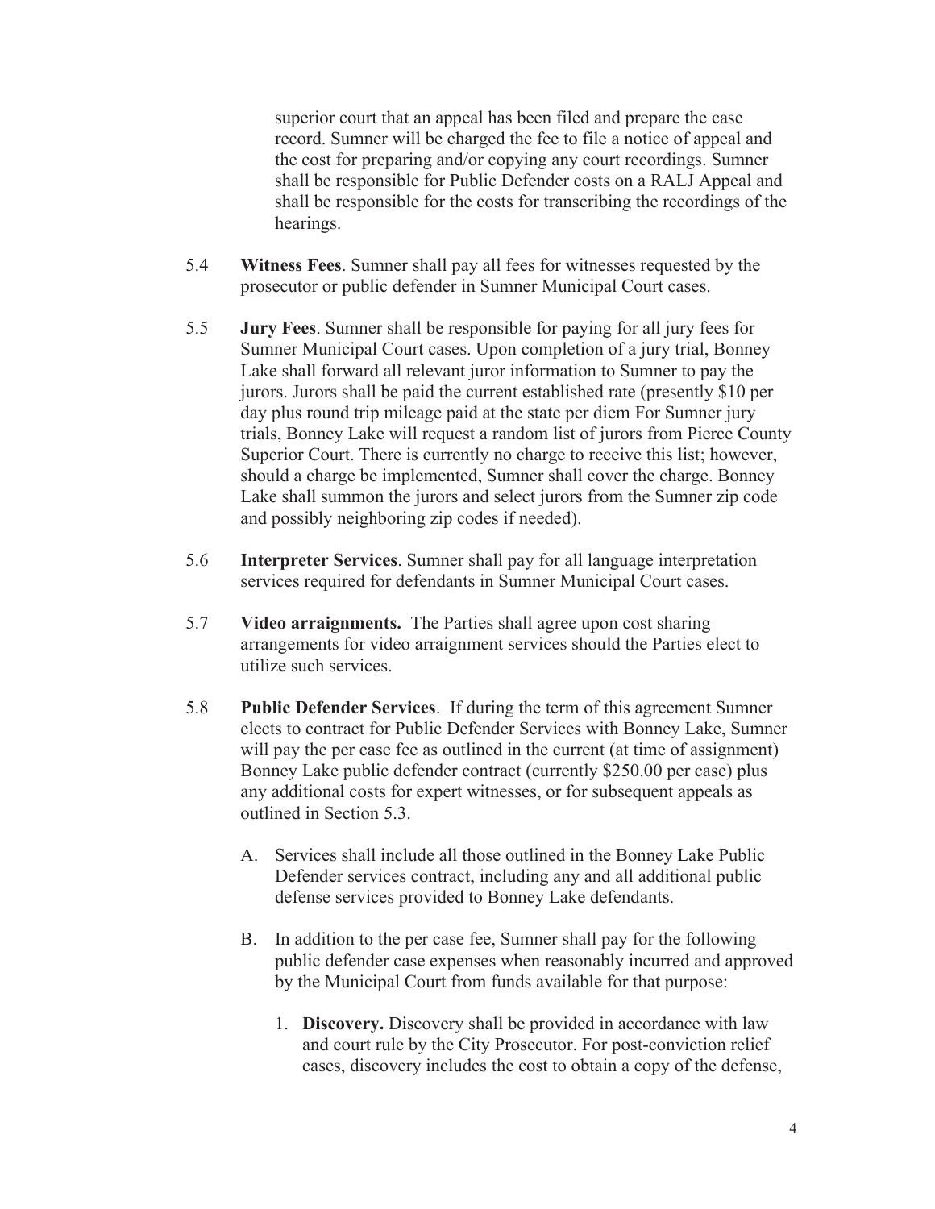superior court that an appeal has been filed and prepare the case record. Sumner will be charged the fee to file a notice of appeal and the cost for preparing and/or copying any court recordings. Sumner shall be responsible for Public Defender costs on a RALJ Appeal and shall be responsible for the costs for transcribing the recordings of the hearings.

5.4 **Witness Fees**. Sumner shall pay all fees for witnesses requested by the prosecutor or public defender in Sumner Municipal Court cases.

5.5 **Jury Fees**. Sumner shall be responsible for paying for all jury fees for Sumner Municipal Court cases. Upon completion of a jury trial, Bonney Lake shall forward all relevant juror information to Sumner to pay the jurors. Jurors shall be paid the current established rate (presently $10 per day plus round trip mileage paid at the state per diem For Sumner jury trials, Bonney Lake will request a random list of jurors from Pierce County Superior Court. There is currently no charge to receive this list; however, should a charge be implemented, Sumner shall cover the charge. Bonney Lake shall summon the jurors and select jurors from the Sumner zip code and possibly neighboring zip codes if needed).

5.6 **Interpreter Services**. Sumner shall pay for all language interpretation services required for defendants in Sumner Municipal Court cases.

5.7 **Video arraignments.** The Parties shall agree upon cost sharing arrangements for video arraignment services should the Parties elect to utilize such services.

5.8 **Public Defender Services**. If during the term of this agreement Sumner elects to contract for Public Defender Services with Bonney Lake, Sumner will pay the per case fee as outlined in the current (at time of assignment) Bonney Lake public defender contract (currently $250.00 per case) plus any additional costs for expert witnesses, or for subsequent appeals as outlined in Section 5.3.

A. Services shall include all those outlined in the Bonney Lake Public Defender services contract, including any and all additional public defense services provided to Bonney Lake defendants.

B. In addition to the per case fee, Sumner shall pay for the following public defender case expenses when reasonably incurred and approved by the Municipal Court from funds available for that purpose:

1. **Discovery.** Discovery shall be provided in accordance with law and court rule by the City Prosecutor. For post-conviction relief cases, discovery includes the cost to obtain a copy of the defense,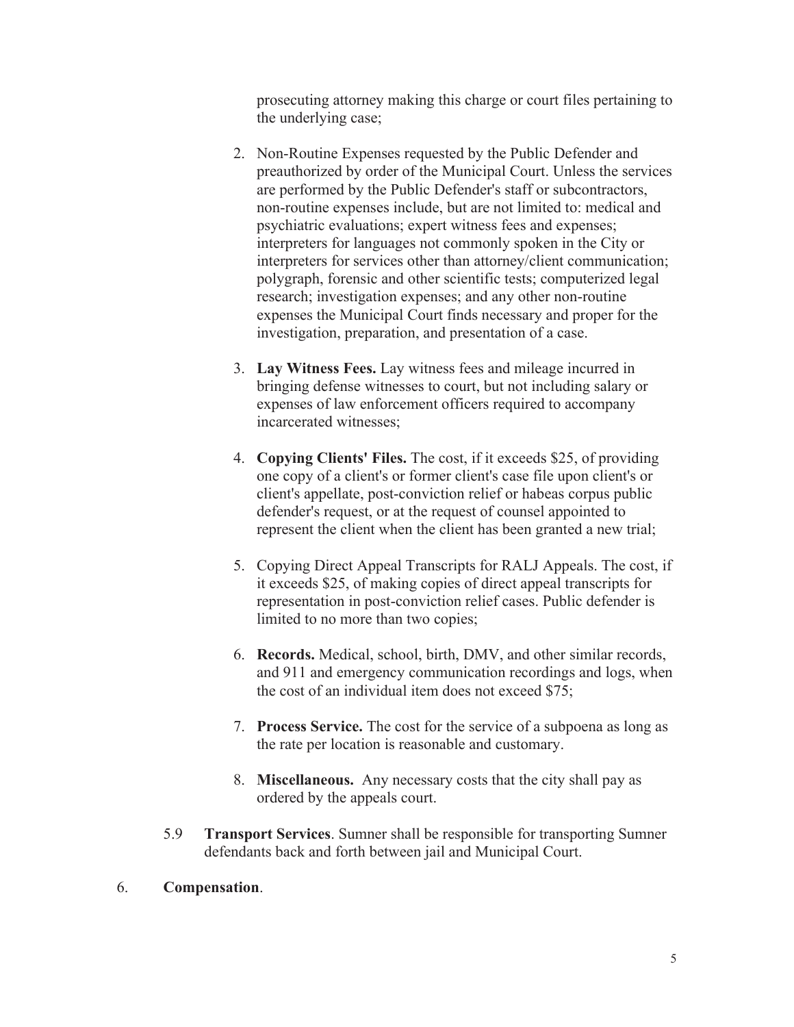prosecuting attorney making this charge or court files pertaining to the underlying case;

2. Non-Routine Expenses requested by the Public Defender and preauthorized by order of the Municipal Court. Unless the services are performed by the Public Defender's staff or subcontractors, non-routine expenses include, but are not limited to: medical and psychiatric evaluations; expert witness fees and expenses; interpreters for languages not commonly spoken in the City or interpreters for services other than attorney/client communication; polygraph, forensic and other scientific tests; computerized legal research; investigation expenses; and any other non-routine expenses the Municipal Court finds necessary and proper for the investigation, preparation, and presentation of a case.

3. **Lay Witness Fees.** Lay witness fees and mileage incurred in bringing defense witnesses to court, but not including salary or expenses of law enforcement officers required to accompany incarcerated witnesses;

4. **Copying Clients' Files.** The cost, if it exceeds $25, of providing one copy of a client's or former client's case file upon client's or client's appellate, post-conviction relief or habeas corpus public defender's request, or at the request of counsel appointed to represent the client when the client has been granted a new trial;

5. Copying Direct Appeal Transcripts for RALJ Appeals. The cost, if it exceeds $25, of making copies of direct appeal transcripts for representation in post-conviction relief cases. Public defender is limited to no more than two copies;

6. **Records.** Medical, school, birth, DMV, and other similar records, and 911 and emergency communication recordings and logs, when the cost of an individual item does not exceed $75;

7. **Process Service.** The cost for the service of a subpoena as long as the rate per location is reasonable and customary.

8. **Miscellaneous.** Any necessary costs that the city shall pay as ordered by the appeals court.

5.9 **Transport Services**. Sumner shall be responsible for transporting Sumner defendants back and forth between jail and Municipal Court.

6. **Compensation**.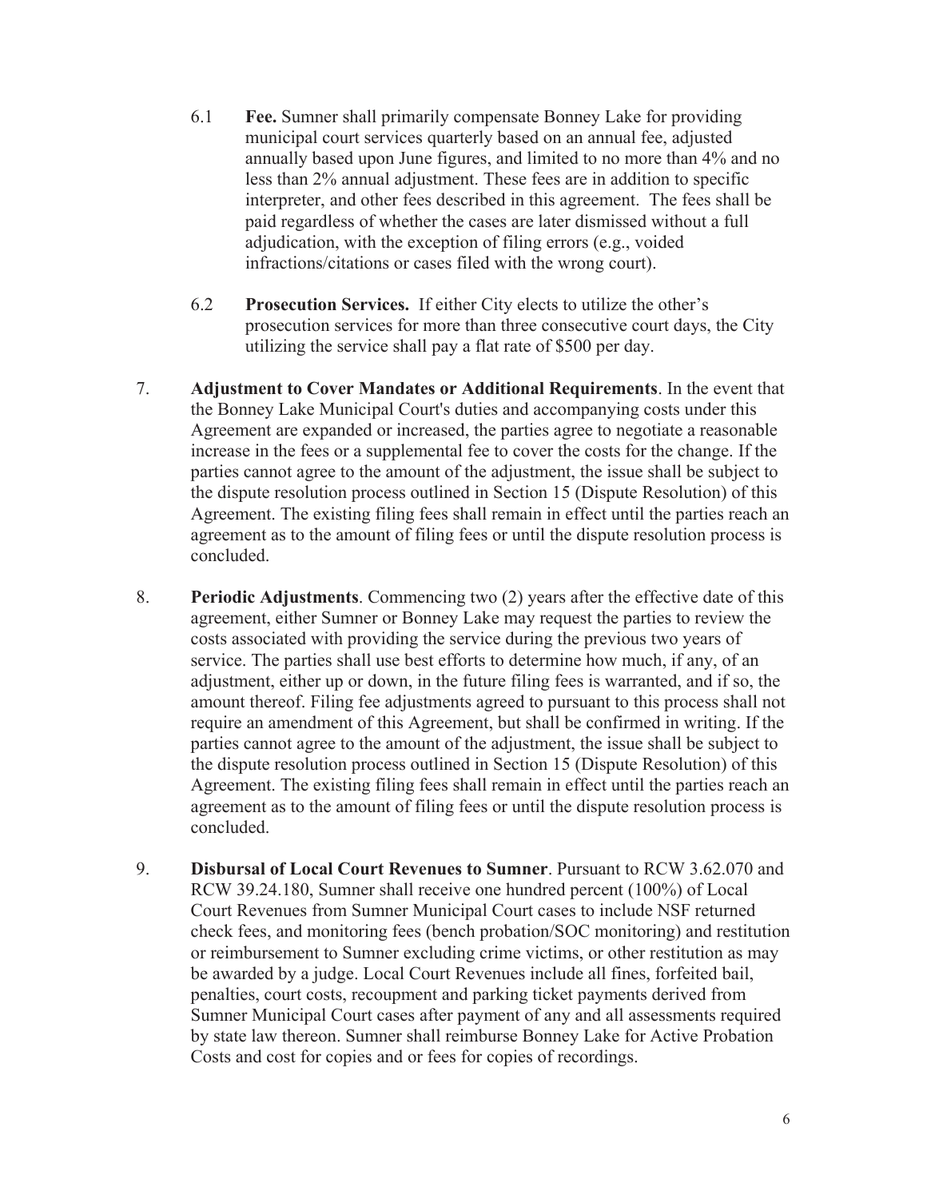6.1 **Fee.** Sumner shall primarily compensate Bonney Lake for providing municipal court services quarterly based on an annual fee, adjusted annually based upon June figures, and limited to no more than 4% and no less than 2% annual adjustment. These fees are in addition to specific interpreter, and other fees described in this agreement. The fees shall be paid regardless of whether the cases are later dismissed without a full adjudication, with the exception of filing errors (e.g., voided infractions/citations or cases filed with the wrong court).

6.2 **Prosecution Services.** If either City elects to utilize the other's prosecution services for more than three consecutive court days, the City utilizing the service shall pay a flat rate of $500 per day.

7. **Adjustment to Cover Mandates or Additional Requirements**. In the event that the Bonney Lake Municipal Court's duties and accompanying costs under this Agreement are expanded or increased, the parties agree to negotiate a reasonable increase in the fees or a supplemental fee to cover the costs for the change. If the parties cannot agree to the amount of the adjustment, the issue shall be subject to the dispute resolution process outlined in Section 15 (Dispute Resolution) of this Agreement. The existing filing fees shall remain in effect until the parties reach an agreement as to the amount of filing fees or until the dispute resolution process is concluded.

8. **Periodic Adjustments**. Commencing two (2) years after the effective date of this agreement, either Sumner or Bonney Lake may request the parties to review the costs associated with providing the service during the previous two years of service. The parties shall use best efforts to determine how much, if any, of an adjustment, either up or down, in the future filing fees is warranted, and if so, the amount thereof. Filing fee adjustments agreed to pursuant to this process shall not require an amendment of this Agreement, but shall be confirmed in writing. If the parties cannot agree to the amount of the adjustment, the issue shall be subject to the dispute resolution process outlined in Section 15 (Dispute Resolution) of this Agreement. The existing filing fees shall remain in effect until the parties reach an agreement as to the amount of filing fees or until the dispute resolution process is concluded.

9. **Disbursal of Local Court Revenues to Sumner**. Pursuant to RCW 3.62.070 and RCW 39.24.180, Sumner shall receive one hundred percent (100%) of Local Court Revenues from Sumner Municipal Court cases to include NSF returned check fees, and monitoring fees (bench probation/SOC monitoring) and restitution or reimbursement to Sumner excluding crime victims, or other restitution as may be awarded by a judge. Local Court Revenues include all fines, forfeited bail, penalties, court costs, recoupment and parking ticket payments derived from Sumner Municipal Court cases after payment of any and all assessments required by state law thereon. Sumner shall reimburse Bonney Lake for Active Probation Costs and cost for copies and or fees for copies of recordings.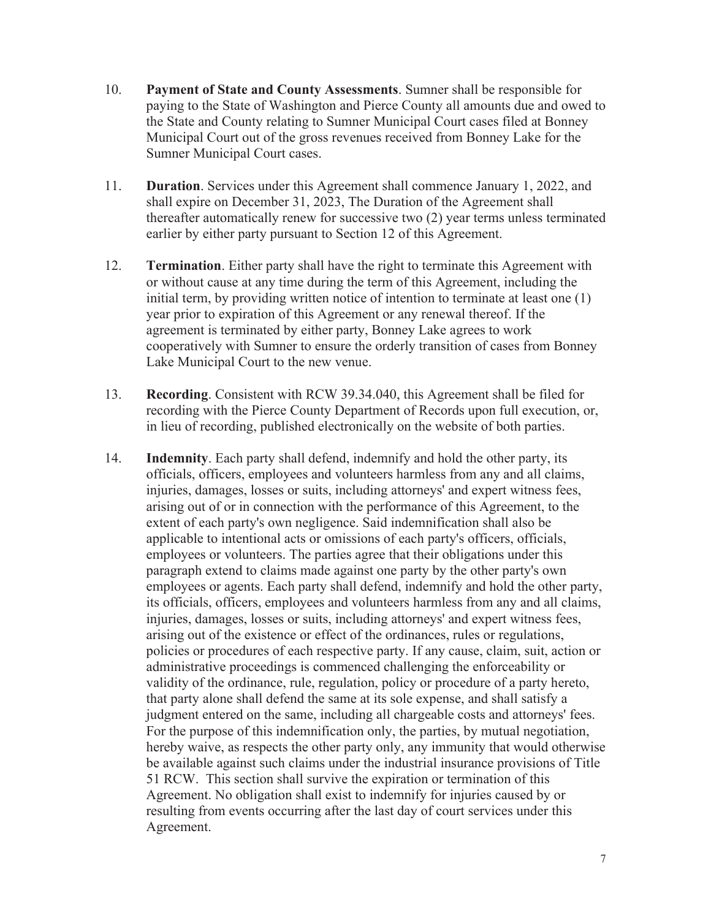10. **Payment of State and County Assessments**. Sumner shall be responsible for paying to the State of Washington and Pierce County all amounts due and owed to the State and County relating to Sumner Municipal Court cases filed at Bonney Municipal Court out of the gross revenues received from Bonney Lake for the Sumner Municipal Court cases.

11. **Duration**. Services under this Agreement shall commence January 1, 2022, and shall expire on December 31, 2023, The Duration of the Agreement shall thereafter automatically renew for successive two (2) year terms unless terminated earlier by either party pursuant to Section 12 of this Agreement.

12. **Termination**. Either party shall have the right to terminate this Agreement with or without cause at any time during the term of this Agreement, including the initial term, by providing written notice of intention to terminate at least one (1) year prior to expiration of this Agreement or any renewal thereof. If the agreement is terminated by either party, Bonney Lake agrees to work cooperatively with Sumner to ensure the orderly transition of cases from Bonney Lake Municipal Court to the new venue.

13. **Recording**. Consistent with RCW 39.34.040, this Agreement shall be filed for recording with the Pierce County Department of Records upon full execution, or, in lieu of recording, published electronically on the website of both parties.

14. **Indemnity**. Each party shall defend, indemnify and hold the other party, its officials, officers, employees and volunteers harmless from any and all claims, injuries, damages, losses or suits, including attorneys' and expert witness fees, arising out of or in connection with the performance of this Agreement, to the extent of each party's own negligence. Said indemnification shall also be applicable to intentional acts or omissions of each party's officers, officials, employees or volunteers. The parties agree that their obligations under this paragraph extend to claims made against one party by the other party's own employees or agents. Each party shall defend, indemnify and hold the other party, its officials, officers, employees and volunteers harmless from any and all claims, injuries, damages, losses or suits, including attorneys' and expert witness fees, arising out of the existence or effect of the ordinances, rules or regulations, policies or procedures of each respective party. If any cause, claim, suit, action or administrative proceedings is commenced challenging the enforceability or validity of the ordinance, rule, regulation, policy or procedure of a party hereto, that party alone shall defend the same at its sole expense, and shall satisfy a judgment entered on the same, including all chargeable costs and attorneys' fees. For the purpose of this indemnification only, the parties, by mutual negotiation, hereby waive, as respects the other party only, any immunity that would otherwise be available against such claims under the industrial insurance provisions of Title 51 RCW. This section shall survive the expiration or termination of this Agreement. No obligation shall exist to indemnify for injuries caused by or resulting from events occurring after the last day of court services under this Agreement.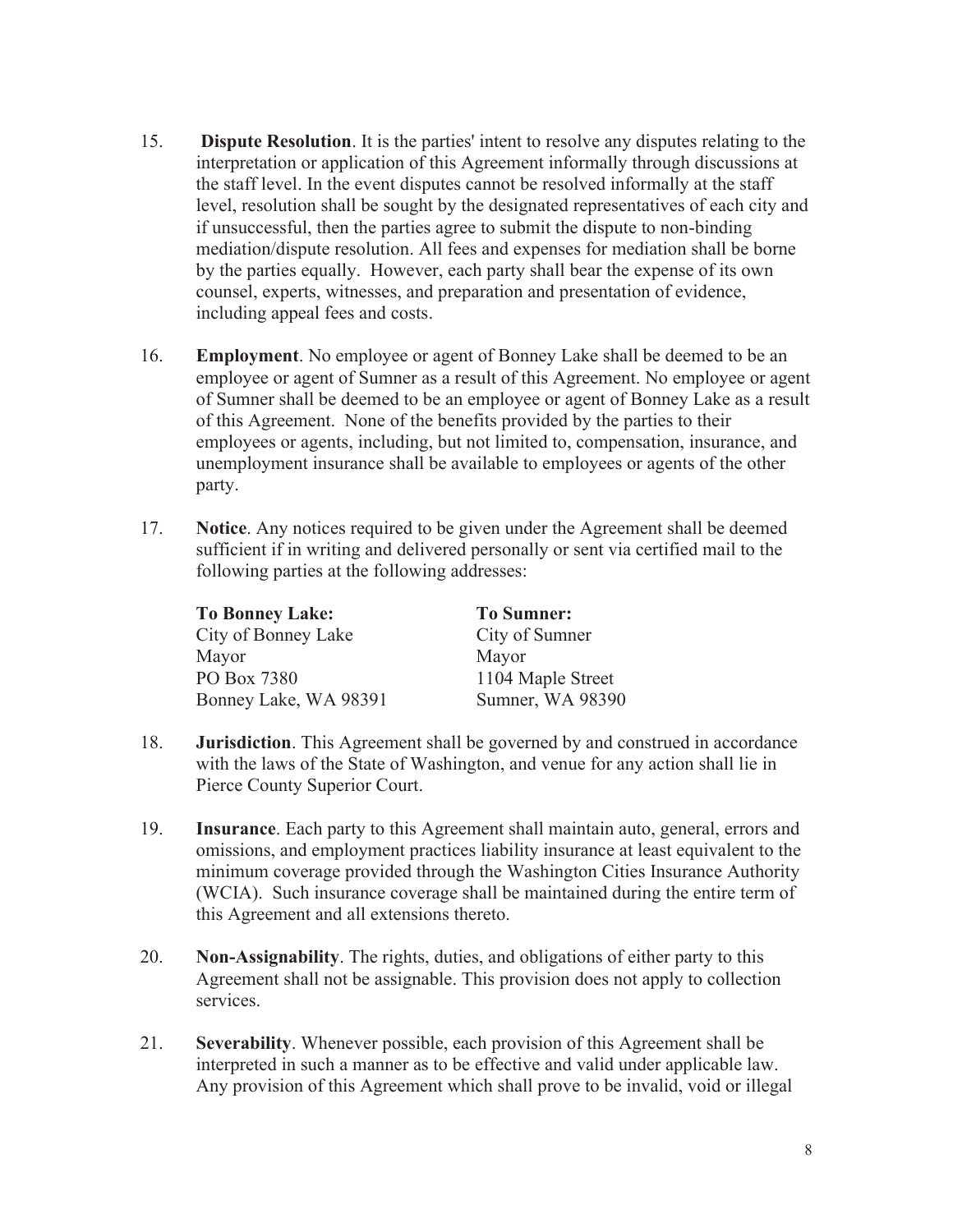15. **Dispute Resolution**. It is the parties' intent to resolve any disputes relating to the interpretation or application of this Agreement informally through discussions at the staff level. In the event disputes cannot be resolved informally at the staff level, resolution shall be sought by the designated representatives of each city and if unsuccessful, then the parties agree to submit the dispute to non-binding mediation/dispute resolution. All fees and expenses for mediation shall be borne by the parties equally. However, each party shall bear the expense of its own counsel, experts, witnesses, and preparation and presentation of evidence, including appeal fees and costs.

16. **Employment**. No employee or agent of Bonney Lake shall be deemed to be an employee or agent of Sumner as a result of this Agreement. No employee or agent of Sumner shall be deemed to be an employee or agent of Bonney Lake as a result of this Agreement. None of the benefits provided by the parties to their employees or agents, including, but not limited to, compensation, insurance, and unemployment insurance shall be available to employees or agents of the other party.

17. **Notice**. Any notices required to be given under the Agreement shall be deemed sufficient if in writing and delivered personally or sent via certified mail to the following parties at the following addresses:

| **To Bonney Lake:** | **To Sumner:** |
|---|---|
| City of Bonney Lake | City of Sumner |
| Mayor | Mayor |
| PO Box 7380 | 1104 Maple Street |
| Bonney Lake, WA 98391 | Sumner, WA 98390 |

18. **Jurisdiction**. This Agreement shall be governed by and construed in accordance with the laws of the State of Washington, and venue for any action shall lie in Pierce County Superior Court.

19. **Insurance**. Each party to this Agreement shall maintain auto, general, errors and omissions, and employment practices liability insurance at least equivalent to the minimum coverage provided through the Washington Cities Insurance Authority (WCIA). Such insurance coverage shall be maintained during the entire term of this Agreement and all extensions thereto.

20. **Non-Assignability**. The rights, duties, and obligations of either party to this Agreement shall not be assignable. This provision does not apply to collection services.

21. **Severability**. Whenever possible, each provision of this Agreement shall be interpreted in such a manner as to be effective and valid under applicable law. Any provision of this Agreement which shall prove to be invalid, void or illegal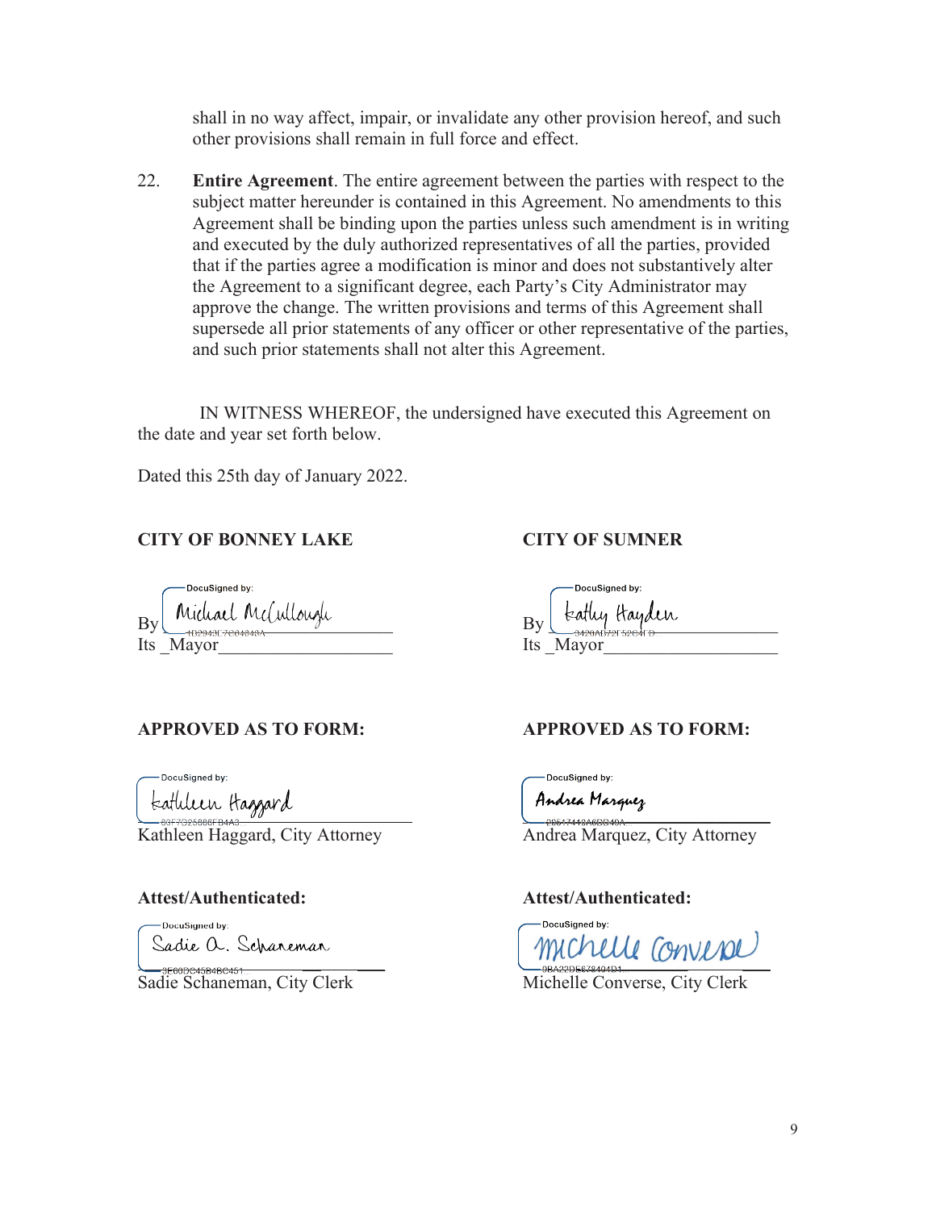shall in no way affect, impair, or invalidate any other provision hereof, and such other provisions shall remain in full force and effect.

22. **Entire Agreement**. The entire agreement between the parties with respect to the subject matter hereunder is contained in this Agreement. No amendments to this Agreement shall be binding upon the parties unless such amendment is in writing and executed by the duly authorized representatives of all the parties, provided that if the parties agree a modification is minor and does not substantively alter the Agreement to a significant degree, each Party's City Administrator may approve the change. The written provisions and terms of this Agreement shall supersede all prior statements of any officer or other representative of the parties, and such prior statements shall not alter this Agreement.

IN WITNESS WHEREOF, the undersigned have executed this Agreement on the date and year set forth below.

Dated this 25th day of January 2022.

**CITY OF BONNEY LAKE**

DocuSigned by:
By Michael McCullough
1D2943E7C04848A
Its _Mayor___________________

**APPROVED AS TO FORM:**

DocuSigned by:
Kathleen Haggard
63F7C25886FB4A3
Kathleen Haggard, City Attorney

**Attest/Authenticated:**

DocuSigned by:
Sadie A. Schaneman
3E60DC45B4BC451
Sadie Schaneman, City Clerk

**CITY OF SUMNER**

DocuSigned by:
By Kathy Hayden
3420AB7F52C4FD
Its _Mayor___________________

**APPROVED AS TO FORM:**

DocuSigned by:
Andrea Marquez
2E547443A6BD40A
Andrea Marquez, City Attorney

**Attest/Authenticated:**

DocuSigned by:
Michelle Converse
9BA22D5678404D1
Michelle Converse, City Clerk